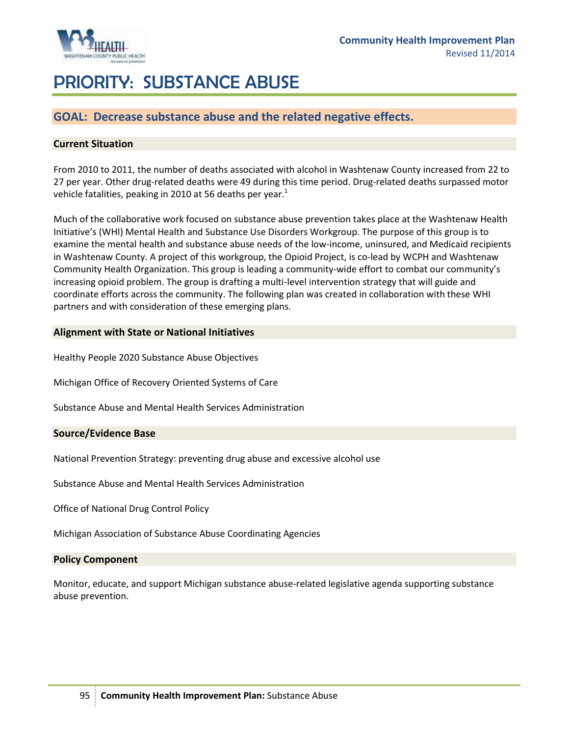# PRIORITY: SUBSTANCE ABUSE

## GOAL: Decrease substance abuse and the related negative effects.

### Current Situation

From 2010 to 2011, the number of deaths associated with alcohol in Washtenaw County increased from 22 to 27 per year. Other drug-related deaths were 49 during this time period. Drug-related deaths surpassed motor vehicle fatalities, peaking in 2010 at 56 deaths per year.[1]

Much of the collaborative work focused on substance abuse prevention takes place at the Washtenaw Health Initiative's (WHI) Mental Health and Substance Use Disorders Workgroup. The purpose of this group is to examine the mental health and substance abuse needs of the low-income, uninsured, and Medicaid recipients in Washtenaw County. A project of this workgroup, the Opioid Project, is co-lead by WCPH and Washtenaw Community Health Organization. This group is leading a community-wide effort to combat our community's increasing opioid problem. The group is drafting a multi-level intervention strategy that will guide and coordinate efforts across the community. The following plan was created in collaboration with these WHI partners and with consideration of these emerging plans.

### Alignment with State or National Initiatives

Healthy People 2020 Substance Abuse Objectives

Michigan Office of Recovery Oriented Systems of Care

Substance Abuse and Mental Health Services Administration

### Source/Evidence Base

National Prevention Strategy: preventing drug abuse and excessive alcohol use

Substance Abuse and Mental Health Services Administration

Office of National Drug Control Policy

Michigan Association of Substance Abuse Coordinating Agencies

### Policy Component

Monitor, educate, and support Michigan substance abuse-related legislative agenda supporting substance abuse prevention.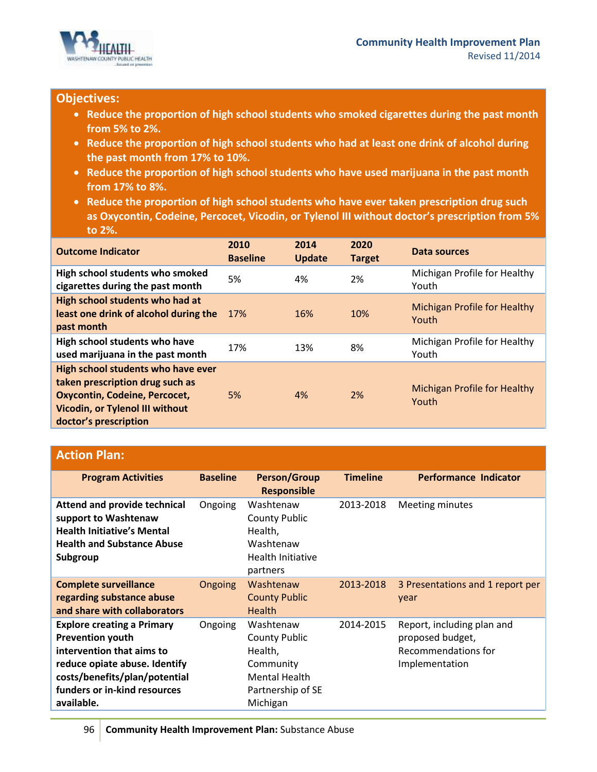## Objectives:

- **Reduce the proportion of high school students who smoked cigarettes during the past month from 5% to 2%.**
- **Reduce the proportion of high school students who had at least one drink of alcohol during the past month from 17% to 10%.**
- **Reduce the proportion of high school students who have used marijuana in the past month from 17% to 8%.**
- **Reduce the proportion of high school students who have ever taken prescription drug such as Oxycontin, Codeine, Percocet, Vicodin, or Tylenol III without doctor's prescription from 5% to 2%.**

| Outcome Indicator | 2010 Baseline | 2014 Update | 2020 Target | Data sources |
|---|---|---|---|---|
| **High school students who smoked cigarettes during the past month** | 5% | 4% | 2% | Michigan Profile for Healthy Youth |
| **High school students who had at least one drink of alcohol during the past month** | 17% | 16% | 10% | Michigan Profile for Healthy Youth |
| **High school students who have used marijuana in the past month** | 17% | 13% | 8% | Michigan Profile for Healthy Youth |
| **High school students who have ever taken prescription drug such as Oxycontin, Codeine, Percocet, Vicodin, or Tylenol III without doctor's prescription** | 5% | 4% | 2% | Michigan Profile for Healthy Youth |

## Action Plan:

| Program Activities | Baseline | Person/Group Responsible | Timeline | Performance Indicator |
|---|---|---|---|---|
| **Attend and provide technical support to Washtenaw Health Initiative's Mental Health and Substance Abuse Subgroup** | Ongoing | Washtenaw County Public Health, Washtenaw Health Initiative partners | 2013-2018 | Meeting minutes |
| **Complete surveillance regarding substance abuse and share with collaborators** | Ongoing | Washtenaw County Public Health | 2013-2018 | 3 Presentations and 1 report per year |
| **Explore creating a Primary Prevention youth intervention that aims to reduce opiate abuse. Identify costs/benefits/plan/potential funders or in-kind resources available.** | Ongoing | Washtenaw County Public Health, Community Mental Health Partnership of SE Michigan | 2014-2015 | Report, including plan and proposed budget, Recommendations for Implementation |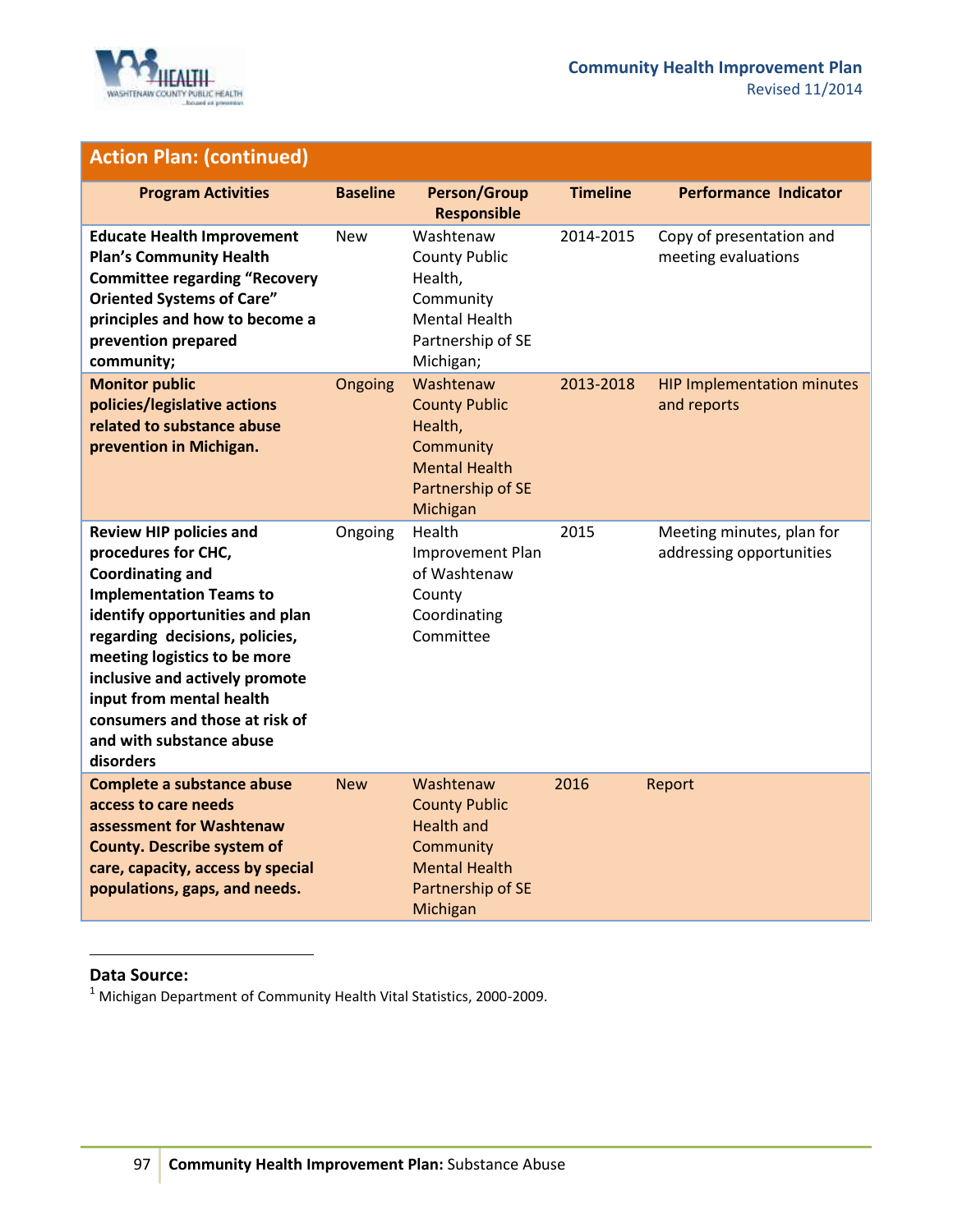## Action Plan: (continued)

| Program Activities | Baseline | Person/Group Responsible | Timeline | Performance Indicator |
|---|---|---|---|---|
| **Educate Health Improvement Plan's Community Health Committee regarding "Recovery Oriented Systems of Care" principles and how to become a prevention prepared community;** | New | Washtenaw County Public Health, Community Mental Health Partnership of SE Michigan; | 2014-2015 | Copy of presentation and meeting evaluations |
| **Monitor public policies/legislative actions related to substance abuse prevention in Michigan.** | Ongoing | Washtenaw County Public Health, Community Mental Health Partnership of SE Michigan | 2013-2018 | HIP Implementation minutes and reports |
| **Review HIP policies and procedures for CHC, Coordinating and Implementation Teams to identify opportunities and plan regarding decisions, policies, meeting logistics to be more inclusive and actively promote input from mental health consumers and those at risk of and with substance abuse disorders** | Ongoing | Health Improvement Plan of Washtenaw County Coordinating Committee | 2015 | Meeting minutes, plan for addressing opportunities |
| **Complete a substance abuse access to care needs assessment for Washtenaw County. Describe system of care, capacity, access by special populations, gaps, and needs.** | New | Washtenaw County Public Health and Community Mental Health Partnership of SE Michigan | 2016 | Report |

**Data Source:**

[1] Michigan Department of Community Health Vital Statistics, 2000-2009.